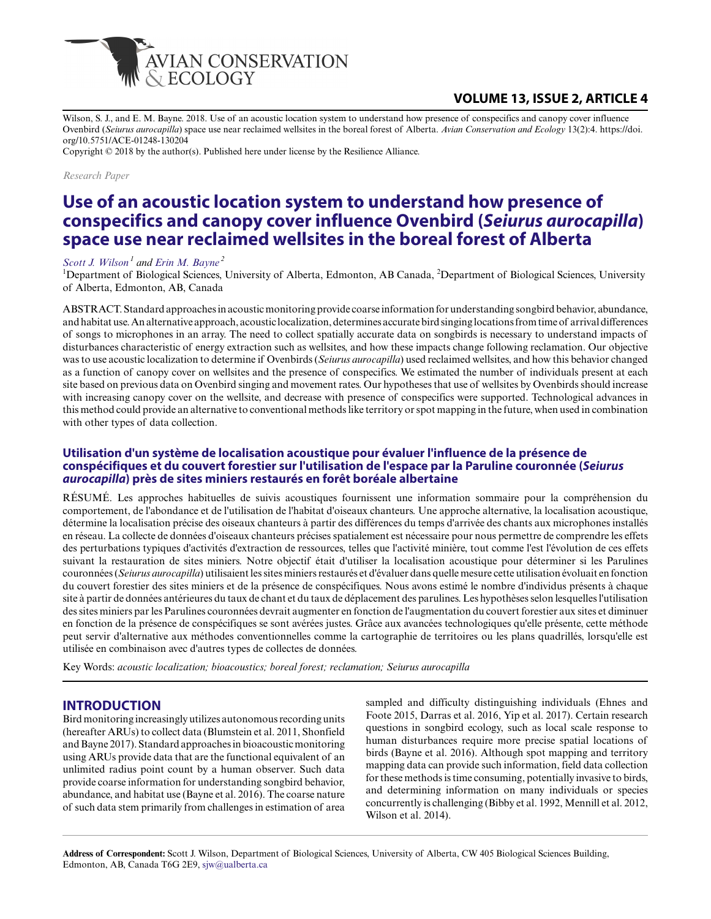Wilson, S. J., and E. M. Bayne. 2018. Use of an acoustic location system to understand how presence of conspecifics and canopy cover influence Ovenbird (*Seiurus aurocapilla*) space use near reclaimed wellsites in the boreal forest of Alberta. *Avian Conservation and Ecology* 13(2):4. https://doi.org/10.5751/ACE-01248-130204

Copyright © 2018 by the author(s). Published here under license by the Resilience Alliance.

*Research Paper*

# Use of an acoustic location system to understand how presence of conspecifics and canopy cover influence Ovenbird (*Seiurus aurocapilla*) space use near reclaimed wellsites in the boreal forest of Alberta

*Scott J. Wilson*[1] *and Erin M. Bayne*[2]

[1]Department of Biological Sciences, University of Alberta, Edmonton, AB Canada, [2]Department of Biological Sciences, University of Alberta, Edmonton, AB, Canada

ABSTRACT. Standard approaches in acoustic monitoring provide coarse information for understanding songbird behavior, abundance, and habitat use. An alternative approach, acoustic localization, determines accurate bird singing locations from time of arrival differences of songs to microphones in an array. The need to collect spatially accurate data on songbirds is necessary to understand impacts of disturbances characteristic of energy extraction such as wellsites, and how these impacts change following reclamation. Our objective was to use acoustic localization to determine if Ovenbirds (*Seiurus aurocapilla*) used reclaimed wellsites, and how this behavior changed as a function of canopy cover on wellsites and the presence of conspecifics. We estimated the number of individuals present at each site based on previous data on Ovenbird singing and movement rates. Our hypotheses that use of wellsites by Ovenbirds should increase with increasing canopy cover on the wellsite, and decrease with presence of conspecifics were supported. Technological advances in this method could provide an alternative to conventional methods like territory or spot mapping in the future, when used in combination with other types of data collection.

### Utilisation d'un système de localisation acoustique pour évaluer l'influence de la présence de conspécifiques et du couvert forestier sur l'utilisation de l'espace par la Paruline couronnée (*Seiurus aurocapilla*) près de sites miniers restaurés en forêt boréale albertaine

RÉSUMÉ. Les approches habituelles de suivis acoustiques fournissent une information sommaire pour la compréhension du comportement, de l'abondance et de l'utilisation de l'habitat d'oiseaux chanteurs. Une approche alternative, la localisation acoustique, détermine la localisation précise des oiseaux chanteurs à partir des différences du temps d'arrivée des chants aux microphones installés en réseau. La collecte de données d'oiseaux chanteurs précises spatialement est nécessaire pour nous permettre de comprendre les effets des perturbations typiques d'activités d'extraction de ressources, telles que l'activité minière, tout comme l'est l'évolution de ces effets suivant la restauration de sites miniers. Notre objectif était d'utiliser la localisation acoustique pour déterminer si les Parulines couronnées (*Seiurus aurocapilla*) utilisaient les sites miniers restaurés et d'évaluer dans quelle mesure cette utilisation évoluait en fonction du couvert forestier des sites miniers et de la présence de conspécifiques. Nous avons estimé le nombre d'individus présents à chaque site à partir de données antérieures du taux de chant et du taux de déplacement des parulines. Les hypothèses selon lesquelles l'utilisation des sites miniers par les Parulines couronnées devrait augmenter en fonction de l'augmentation du couvert forestier aux sites et diminuer en fonction de la présence de conspécifiques se sont avérées justes. Grâce aux avancées technologiques qu'elle présente, cette méthode peut servir d'alternative aux méthodes conventionnelles comme la cartographie de territoires ou les plans quadrillés, lorsqu'elle est utilisée en combinaison avec d'autres types de collectes de données.

Key Words: *acoustic localization; bioacoustics; boreal forest; reclamation; Seiurus aurocapilla*

## INTRODUCTION

Bird monitoring increasingly utilizes autonomous recording units (hereafter ARUs) to collect data (Blumstein et al. 2011, Shonfield and Bayne 2017). Standard approaches in bioacoustic monitoring using ARUs provide data that are the functional equivalent of an unlimited radius point count by a human observer. Such data provide coarse information for understanding songbird behavior, abundance, and habitat use (Bayne et al. 2016). The coarse nature of such data stem primarily from challenges in estimation of area sampled and difficulty distinguishing individuals (Ehnes and Foote 2015, Darras et al. 2016, Yip et al. 2017). Certain research questions in songbird ecology, such as local scale response to human disturbances require more precise spatial locations of birds (Bayne et al. 2016). Although spot mapping and territory mapping data can provide such information, field data collection for these methods is time consuming, potentially invasive to birds, and determining information on many individuals or species concurrently is challenging (Bibby et al. 1992, Mennill et al. 2012, Wilson et al. 2014).

**Address of Correspondent:** Scott J. Wilson, Department of Biological Sciences, University of Alberta, CW 405 Biological Sciences Building, Edmonton, AB, Canada T6G 2E9, sjw@ualberta.ca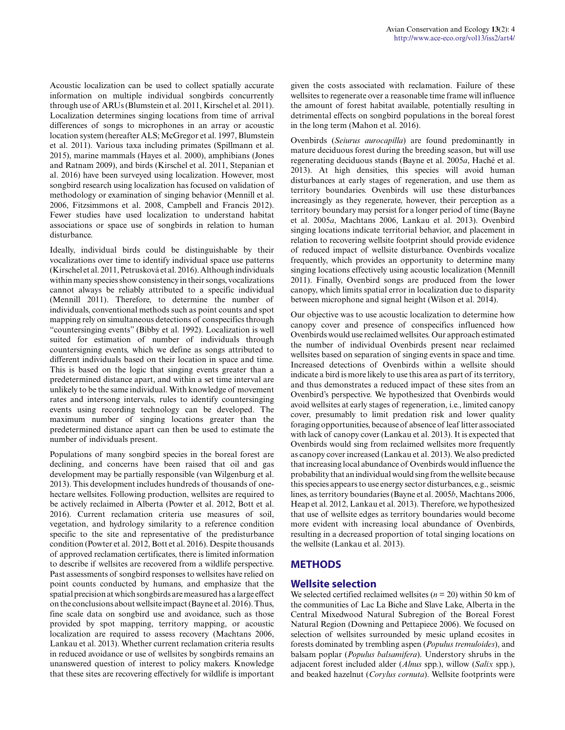Acoustic localization can be used to collect spatially accurate information on multiple individual songbirds concurrently through use of ARUs (Blumstein et al. 2011, Kirschel et al. 2011). Localization determines singing locations from time of arrival differences of songs to microphones in an array or acoustic location system (hereafter ALS; McGregor et al. 1997, Blumstein et al. 2011). Various taxa including primates (Spillmann et al. 2015), marine mammals (Hayes et al. 2000), amphibians (Jones and Ratnam 2009), and birds (Kirschel et al. 2011, Stepanian et al. 2016) have been surveyed using localization. However, most songbird research using localization has focused on validation of methodology or examination of singing behavior (Mennill et al. 2006, Fitzsimmons et al. 2008, Campbell and Francis 2012). Fewer studies have used localization to understand habitat associations or space use of songbirds in relation to human disturbance.

Ideally, individual birds could be distinguishable by their vocalizations over time to identify individual space use patterns (Kirschel et al. 2011, Petrusková et al. 2016). Although individuals within many species show consistency in their songs, vocalizations cannot always be reliably attributed to a specific individual (Mennill 2011). Therefore, to determine the number of individuals, conventional methods such as point counts and spot mapping rely on simultaneous detections of conspecifics through "countersinging events" (Bibby et al. 1992). Localization is well suited for estimation of number of individuals through countersigning events, which we define as songs attributed to different individuals based on their location in space and time. This is based on the logic that singing events greater than a predetermined distance apart, and within a set time interval are unlikely to be the same individual. With knowledge of movement rates and intersong intervals, rules to identify countersinging events using recording technology can be developed. The maximum number of singing locations greater than the predetermined distance apart can then be used to estimate the number of individuals present.

Populations of many songbird species in the boreal forest are declining, and concerns have been raised that oil and gas development may be partially responsible (van Wilgenburg et al. 2013). This development includes hundreds of thousands of one-hectare wellsites. Following production, wellsites are required to be actively reclaimed in Alberta (Powter et al. 2012, Bott et al. 2016). Current reclamation criteria use measures of soil, vegetation, and hydrology similarity to a reference condition specific to the site and representative of the predisturbance condition (Powter et al. 2012, Bott et al. 2016). Despite thousands of approved reclamation certificates, there is limited information to describe if wellsites are recovered from a wildlife perspective. Past assessments of songbird responses to wellsites have relied on point counts conducted by humans, and emphasize that the spatial precision at which songbirds are measured has a large effect on the conclusions about wellsite impact (Bayne et al. 2016). Thus, fine scale data on songbird use and avoidance, such as those provided by spot mapping, territory mapping, or acoustic localization are required to assess recovery (Machtans 2006, Lankau et al. 2013). Whether current reclamation criteria results in reduced avoidance or use of wellsites by songbirds remains an unanswered question of interest to policy makers. Knowledge that these sites are recovering effectively for wildlife is important given the costs associated with reclamation. Failure of these wellsites to regenerate over a reasonable time frame will influence the amount of forest habitat available, potentially resulting in detrimental effects on songbird populations in the boreal forest in the long term (Mahon et al. 2016).

Ovenbirds (*Seiurus aurocapilla*) are found predominantly in mature deciduous forest during the breeding season, but will use regenerating deciduous stands (Bayne et al. 2005*a*, Haché et al. 2013). At high densities, this species will avoid human disturbances at early stages of regeneration, and use them as territory boundaries. Ovenbirds will use these disturbances increasingly as they regenerate, however, their perception as a territory boundary may persist for a longer period of time (Bayne et al. 2005*a*, Machtans 2006, Lankau et al. 2013). Ovenbird singing locations indicate territorial behavior, and placement in relation to recovering wellsite footprint should provide evidence of reduced impact of wellsite disturbance. Ovenbirds vocalize frequently, which provides an opportunity to determine many singing locations effectively using acoustic localization (Mennill 2011). Finally, Ovenbird songs are produced from the lower canopy, which limits spatial error in localization due to disparity between microphone and signal height (Wilson et al. 2014).

Our objective was to use acoustic localization to determine how canopy cover and presence of conspecifics influenced how Ovenbirds would use reclaimed wellsites. Our approach estimated the number of individual Ovenbirds present near reclaimed wellsites based on separation of singing events in space and time. Increased detections of Ovenbirds within a wellsite should indicate a bird is more likely to use this area as part of its territory, and thus demonstrates a reduced impact of these sites from an Ovenbird's perspective. We hypothesized that Ovenbirds would avoid wellsites at early stages of regeneration, i.e., limited canopy cover, presumably to limit predation risk and lower quality foraging opportunities, because of absence of leaf litter associated with lack of canopy cover (Lankau et al. 2013). It is expected that Ovenbirds would sing from reclaimed wellsites more frequently as canopy cover increased (Lankau et al. 2013). We also predicted that increasing local abundance of Ovenbirds would influence the probability that an individual would sing from the wellsite because this species appears to use energy sector disturbances, e.g., seismic lines, as territory boundaries (Bayne et al. 2005*b*, Machtans 2006, Heap et al. 2012, Lankau et al. 2013). Therefore, we hypothesized that use of wellsite edges as territory boundaries would become more evident with increasing local abundance of Ovenbirds, resulting in a decreased proportion of total singing locations on the wellsite (Lankau et al. 2013).

## METHODS

### Wellsite selection

We selected certified reclaimed wellsites ($n = 20$) within 50 km of the communities of Lac La Biche and Slave Lake, Alberta in the Central Mixedwood Natural Subregion of the Boreal Forest Natural Region (Downing and Pettapiece 2006). We focused on selection of wellsites surrounded by mesic upland ecosites in forests dominated by trembling aspen (*Populus tremuloides*), and balsam poplar (*Populus balsamifera*). Understory shrubs in the adjacent forest included alder (*Alnus* spp.), willow (*Salix* spp.), and beaked hazelnut (*Corylus cornuta*). Wellsite footprints were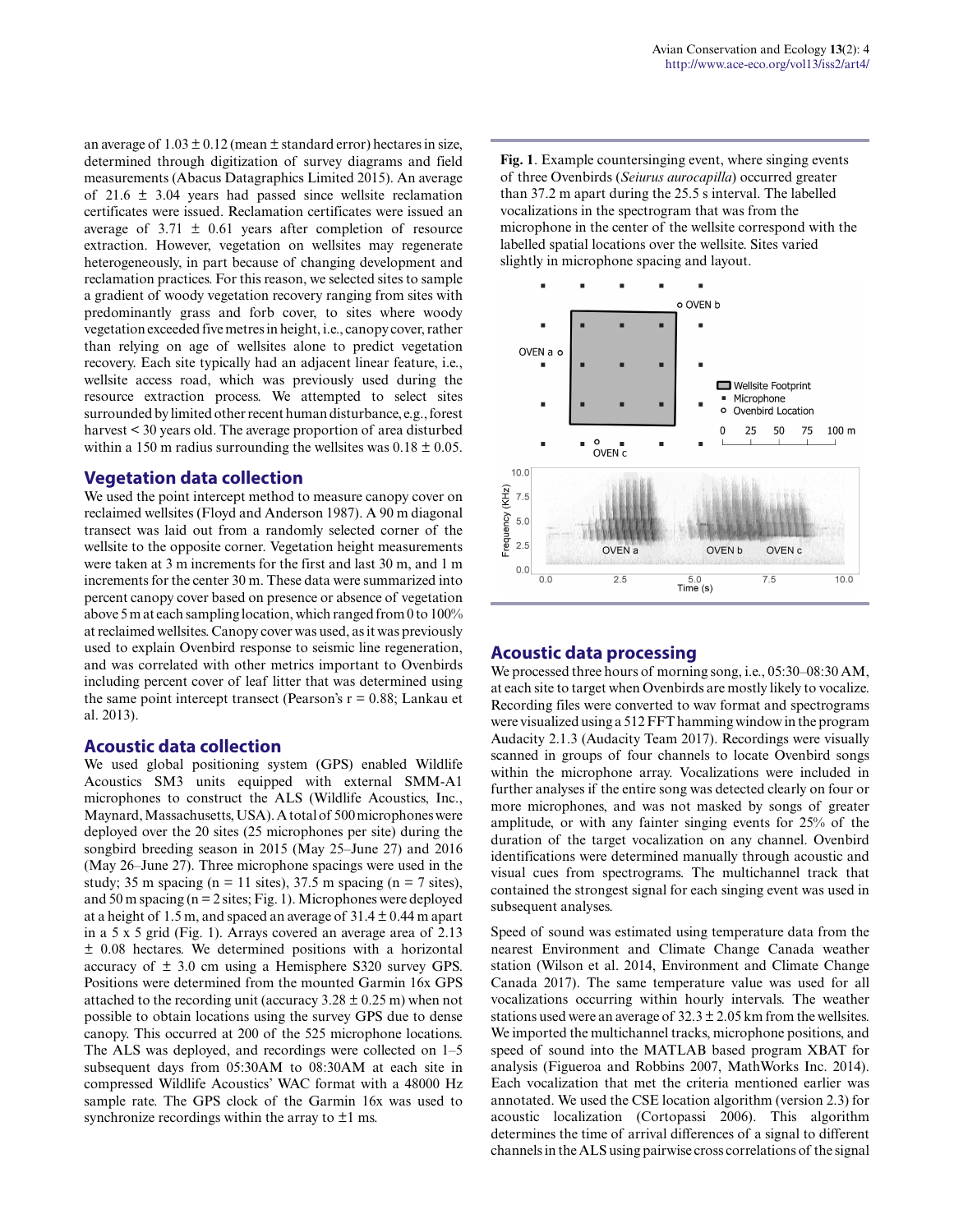an average of 1.03 ± 0.12 (mean ± standard error) hectares in size, determined through digitization of survey diagrams and field measurements (Abacus Datagraphics Limited 2015). An average of 21.6 ± 3.04 years had passed since wellsite reclamation certificates were issued. Reclamation certificates were issued an average of 3.71 ± 0.61 years after completion of resource extraction. However, vegetation on wellsites may regenerate heterogeneously, in part because of changing development and reclamation practices. For this reason, we selected sites to sample a gradient of woody vegetation recovery ranging from sites with predominantly grass and forb cover, to sites where woody vegetation exceeded five metres in height, i.e., canopy cover, rather than relying on age of wellsites alone to predict vegetation recovery. Each site typically had an adjacent linear feature, i.e., wellsite access road, which was previously used during the resource extraction process. We attempted to select sites surrounded by limited other recent human disturbance, e.g., forest harvest < 30 years old. The average proportion of area disturbed within a 150 m radius surrounding the wellsites was 0.18 ± 0.05.

## Vegetation data collection

We used the point intercept method to measure canopy cover on reclaimed wellsites (Floyd and Anderson 1987). A 90 m diagonal transect was laid out from a randomly selected corner of the wellsite to the opposite corner. Vegetation height measurements were taken at 3 m increments for the first and last 30 m, and 1 m increments for the center 30 m. These data were summarized into percent canopy cover based on presence or absence of vegetation above 5 m at each sampling location, which ranged from 0 to 100% at reclaimed wellsites. Canopy cover was used, as it was previously used to explain Ovenbird response to seismic line regeneration, and was correlated with other metrics important to Ovenbirds including percent cover of leaf litter that was determined using the same point intercept transect (Pearson's r = 0.88; Lankau et al. 2013).

## Acoustic data collection

We used global positioning system (GPS) enabled Wildlife Acoustics SM3 units equipped with external SMM-A1 microphones to construct the ALS (Wildlife Acoustics, Inc., Maynard, Massachusetts, USA). A total of 500 microphones were deployed over the 20 sites (25 microphones per site) during the songbird breeding season in 2015 (May 25–June 27) and 2016 (May 26–June 27). Three microphone spacings were used in the study; 35 m spacing (n = 11 sites), 37.5 m spacing (n = 7 sites), and 50 m spacing (n = 2 sites; Fig. 1). Microphones were deployed at a height of 1.5 m, and spaced an average of 31.4 ± 0.44 m apart in a 5 x 5 grid (Fig. 1). Arrays covered an average area of 2.13 ± 0.08 hectares. We determined positions with a horizontal accuracy of ± 3.0 cm using a Hemisphere S320 survey GPS. Positions were determined from the mounted Garmin 16x GPS attached to the recording unit (accuracy 3.28 ± 0.25 m) when not possible to obtain locations using the survey GPS due to dense canopy. This occurred at 200 of the 525 microphone locations. The ALS was deployed, and recordings were collected on 1–5 subsequent days from 05:30AM to 08:30AM at each site in compressed Wildlife Acoustics' WAC format with a 48000 Hz sample rate. The GPS clock of the Garmin 16x was used to synchronize recordings within the array to ±1 ms.

**Fig. 1**. Example countersinging event, where singing events of three Ovenbirds (*Seiurus aurocapilla*) occurred greater than 37.2 m apart during the 25.5 s interval. The labelled vocalizations in the spectrogram that was from the microphone in the center of the wellsite correspond with the labelled spatial locations over the wellsite. Sites varied slightly in microphone spacing and layout.

## Acoustic data processing

We processed three hours of morning song, i.e., 05:30–08:30 AM, at each site to target when Ovenbirds are mostly likely to vocalize. Recording files were converted to wav format and spectrograms were visualized using a 512 FFT hamming window in the program Audacity 2.1.3 (Audacity Team 2017). Recordings were visually scanned in groups of four channels to locate Ovenbird songs within the microphone array. Vocalizations were included in further analyses if the entire song was detected clearly on four or more microphones, and was not masked by songs of greater amplitude, or with any fainter singing events for 25% of the duration of the target vocalization on any channel. Ovenbird identifications were determined manually through acoustic and visual cues from spectrograms. The multichannel track that contained the strongest signal for each singing event was used in subsequent analyses.

Speed of sound was estimated using temperature data from the nearest Environment and Climate Change Canada weather station (Wilson et al. 2014, Environment and Climate Change Canada 2017). The same temperature value was used for all vocalizations occurring within hourly intervals. The weather stations used were an average of 32.3 ± 2.05 km from the wellsites. We imported the multichannel tracks, microphone positions, and speed of sound into the MATLAB based program XBAT for analysis (Figueroa and Robbins 2007, MathWorks Inc. 2014). Each vocalization that met the criteria mentioned earlier was annotated. We used the CSE location algorithm (version 2.3) for acoustic localization (Cortopassi 2006). This algorithm determines the time of arrival differences of a signal to different channels in the ALS using pairwise cross correlations of the signal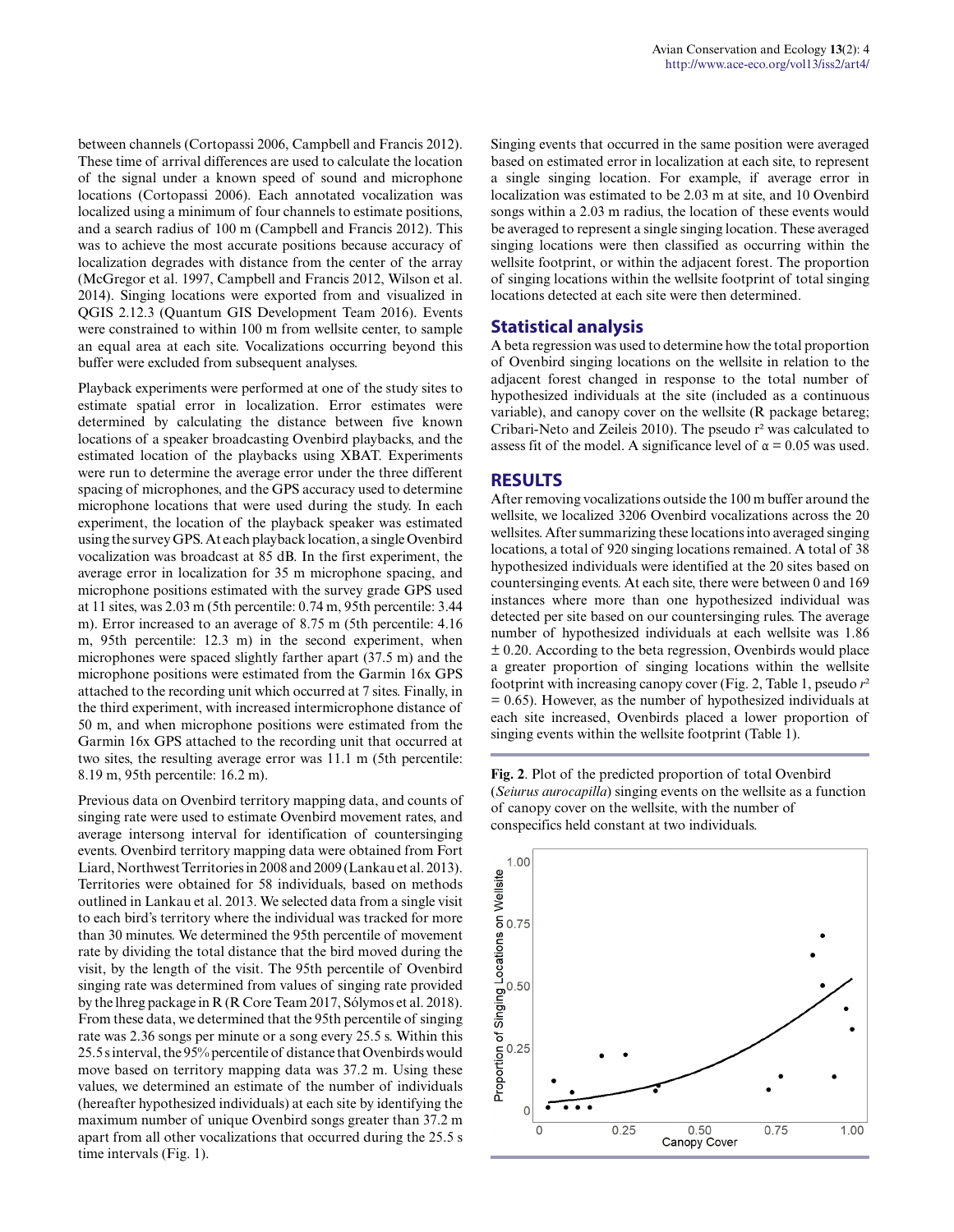between channels (Cortopassi 2006, Campbell and Francis 2012). These time of arrival differences are used to calculate the location of the signal under a known speed of sound and microphone locations (Cortopassi 2006). Each annotated vocalization was localized using a minimum of four channels to estimate positions, and a search radius of 100 m (Campbell and Francis 2012). This was to achieve the most accurate positions because accuracy of localization degrades with distance from the center of the array (McGregor et al. 1997, Campbell and Francis 2012, Wilson et al. 2014). Singing locations were exported from and visualized in QGIS 2.12.3 (Quantum GIS Development Team 2016). Events were constrained to within 100 m from wellsite center, to sample an equal area at each site. Vocalizations occurring beyond this buffer were excluded from subsequent analyses.

Playback experiments were performed at one of the study sites to estimate spatial error in localization. Error estimates were determined by calculating the distance between five known locations of a speaker broadcasting Ovenbird playbacks, and the estimated location of the playbacks using XBAT. Experiments were run to determine the average error under the three different spacing of microphones, and the GPS accuracy used to determine microphone locations that were used during the study. In each experiment, the location of the playback speaker was estimated using the survey GPS. At each playback location, a single Ovenbird vocalization was broadcast at 85 dB. In the first experiment, the average error in localization for 35 m microphone spacing, and microphone positions estimated with the survey grade GPS used at 11 sites, was 2.03 m (5th percentile: 0.74 m, 95th percentile: 3.44 m). Error increased to an average of 8.75 m (5th percentile: 4.16 m, 95th percentile: 12.3 m) in the second experiment, when microphones were spaced slightly farther apart (37.5 m) and the microphone positions were estimated from the Garmin 16x GPS attached to the recording unit which occurred at 7 sites. Finally, in the third experiment, with increased intermicrophone distance of 50 m, and when microphone positions were estimated from the Garmin 16x GPS attached to the recording unit that occurred at two sites, the resulting average error was 11.1 m (5th percentile: 8.19 m, 95th percentile: 16.2 m).

Previous data on Ovenbird territory mapping data, and counts of singing rate were used to estimate Ovenbird movement rates, and average intersong interval for identification of countersinging events. Ovenbird territory mapping data were obtained from Fort Liard, Northwest Territories in 2008 and 2009 (Lankau et al. 2013). Territories were obtained for 58 individuals, based on methods outlined in Lankau et al. 2013. We selected data from a single visit to each bird's territory where the individual was tracked for more than 30 minutes. We determined the 95th percentile of movement rate by dividing the total distance that the bird moved during the visit, by the length of the visit. The 95th percentile of Ovenbird singing rate was determined from values of singing rate provided by the lhreg package in R (R Core Team 2017, Sólymos et al. 2018). From these data, we determined that the 95th percentile of singing rate was 2.36 songs per minute or a song every 25.5 s. Within this 25.5 s interval, the 95% percentile of distance that Ovenbirds would move based on territory mapping data was 37.2 m. Using these values, we determined an estimate of the number of individuals (hereafter hypothesized individuals) at each site by identifying the maximum number of unique Ovenbird songs greater than 37.2 m apart from all other vocalizations that occurred during the 25.5 s time intervals (Fig. 1).

Singing events that occurred in the same position were averaged based on estimated error in localization at each site, to represent a single singing location. For example, if average error in localization was estimated to be 2.03 m at site, and 10 Ovenbird songs within a 2.03 m radius, the location of these events would be averaged to represent a single singing location. These averaged singing locations were then classified as occurring within the wellsite footprint, or within the adjacent forest. The proportion of singing locations within the wellsite footprint of total singing locations detected at each site were then determined.

## Statistical analysis

A beta regression was used to determine how the total proportion of Ovenbird singing locations on the wellsite in relation to the adjacent forest changed in response to the total number of hypothesized individuals at the site (included as a continuous variable), and canopy cover on the wellsite (R package betareg; Cribari-Neto and Zeileis 2010). The pseudo $r^2$ was calculated to assess fit of the model. A significance level of $\alpha = 0.05$ was used.

## RESULTS

After removing vocalizations outside the 100 m buffer around the wellsite, we localized 3206 Ovenbird vocalizations across the 20 wellsites. After summarizing these locations into averaged singing locations, a total of 920 singing locations remained. A total of 38 hypothesized individuals were identified at the 20 sites based on countersinging events. At each site, there were between 0 and 169 instances where more than one hypothesized individual was detected per site based on our countersinging rules. The average number of hypothesized individuals at each wellsite was 1.86 $\pm$ 0.20. According to the beta regression, Ovenbirds would place a greater proportion of singing locations within the wellsite footprint with increasing canopy cover (Fig. 2, Table 1, pseudo $r^2$ = 0.65). However, as the number of hypothesized individuals at each site increased, Ovenbirds placed a lower proportion of singing events within the wellsite footprint (Table 1).

**Fig. 2**. Plot of the predicted proportion of total Ovenbird (*Seiurus aurocapilla*) singing events on the wellsite as a function of canopy cover on the wellsite, with the number of conspecifics held constant at two individuals.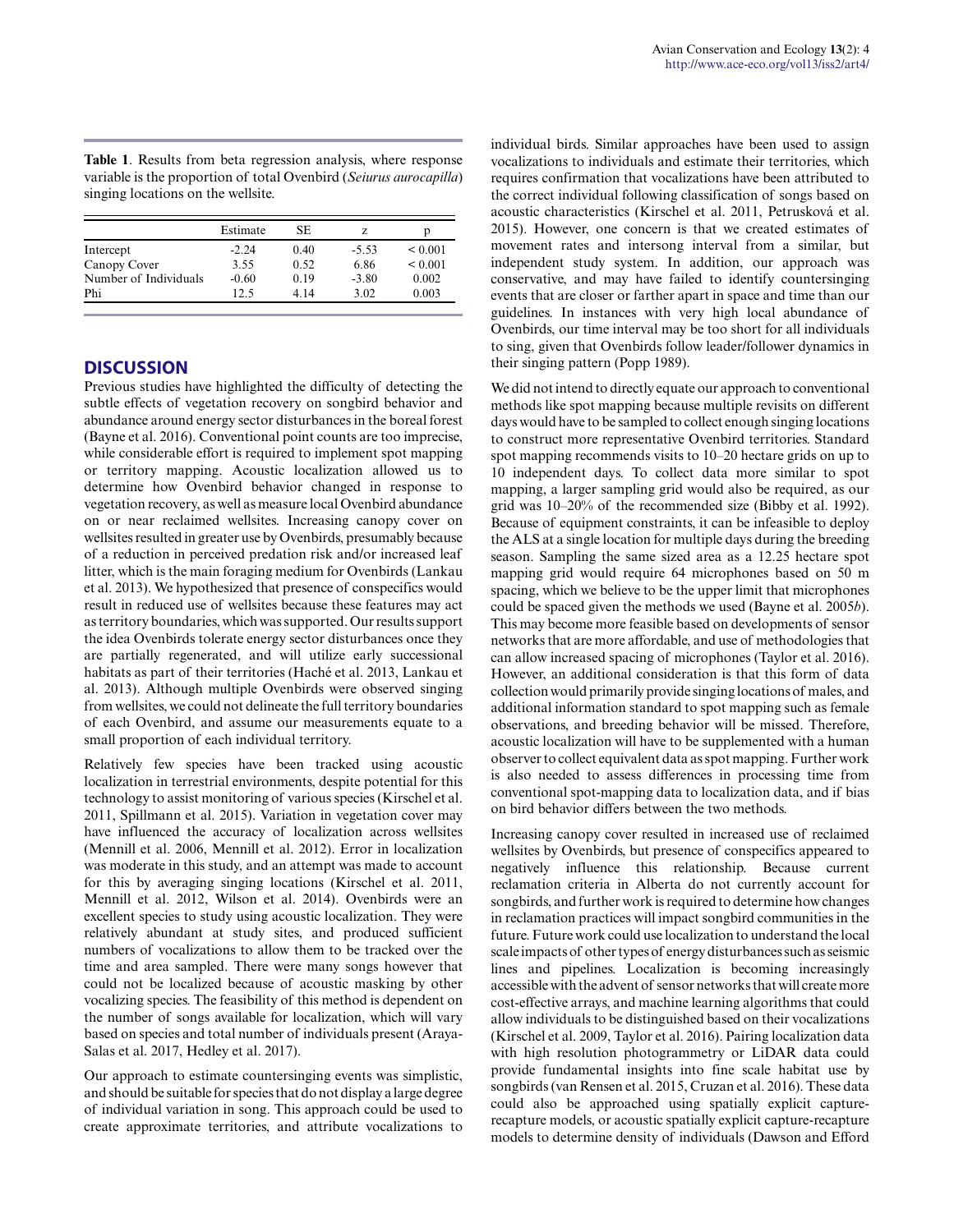**Table 1**. Results from beta regression analysis, where response variable is the proportion of total Ovenbird (*Seiurus aurocapilla*) singing locations on the wellsite.

| | Estimate | SE | z | p |
|---|---|---|---|---|
| Intercept | -2.24 | 0.40 | -5.53 | < 0.001 |
| Canopy Cover | 3.55 | 0.52 | 6.86 | < 0.001 |
| Number of Individuals | -0.60 | 0.19 | -3.80 | 0.002 |
| Phi | 12.5 | 4.14 | 3.02 | 0.003 |

## DISCUSSION

Previous studies have highlighted the difficulty of detecting the subtle effects of vegetation recovery on songbird behavior and abundance around energy sector disturbances in the boreal forest (Bayne et al. 2016). Conventional point counts are too imprecise, while considerable effort is required to implement spot mapping or territory mapping. Acoustic localization allowed us to determine how Ovenbird behavior changed in response to vegetation recovery, as well as measure local Ovenbird abundance on or near reclaimed wellsites. Increasing canopy cover on wellsites resulted in greater use by Ovenbirds, presumably because of a reduction in perceived predation risk and/or increased leaf litter, which is the main foraging medium for Ovenbirds (Lankau et al. 2013). We hypothesized that presence of conspecifics would result in reduced use of wellsites because these features may act as territory boundaries, which was supported. Our results support the idea Ovenbirds tolerate energy sector disturbances once they are partially regenerated, and will utilize early successional habitats as part of their territories (Haché et al. 2013, Lankau et al. 2013). Although multiple Ovenbirds were observed singing from wellsites, we could not delineate the full territory boundaries of each Ovenbird, and assume our measurements equate to a small proportion of each individual territory.

Relatively few species have been tracked using acoustic localization in terrestrial environments, despite potential for this technology to assist monitoring of various species (Kirschel et al. 2011, Spillmann et al. 2015). Variation in vegetation cover may have influenced the accuracy of localization across wellsites (Mennill et al. 2006, Mennill et al. 2012). Error in localization was moderate in this study, and an attempt was made to account for this by averaging singing locations (Kirschel et al. 2011, Mennill et al. 2012, Wilson et al. 2014). Ovenbirds were an excellent species to study using acoustic localization. They were relatively abundant at study sites, and produced sufficient numbers of vocalizations to allow them to be tracked over the time and area sampled. There were many songs however that could not be localized because of acoustic masking by other vocalizing species. The feasibility of this method is dependent on the number of songs available for localization, which will vary based on species and total number of individuals present (Araya-Salas et al. 2017, Hedley et al. 2017).

Our approach to estimate countersinging events was simplistic, and should be suitable for species that do not display a large degree of individual variation in song. This approach could be used to create approximate territories, and attribute vocalizations to individual birds. Similar approaches have been used to assign vocalizations to individuals and estimate their territories, which requires confirmation that vocalizations have been attributed to the correct individual following classification of songs based on acoustic characteristics (Kirschel et al. 2011, Petrusková et al. 2015). However, one concern is that we created estimates of movement rates and intersong interval from a similar, but independent study system. In addition, our approach was conservative, and may have failed to identify countersinging events that are closer or farther apart in space and time than our guidelines. In instances with very high local abundance of Ovenbirds, our time interval may be too short for all individuals to sing, given that Ovenbirds follow leader/follower dynamics in their singing pattern (Popp 1989).

We did not intend to directly equate our approach to conventional methods like spot mapping because multiple revisits on different days would have to be sampled to collect enough singing locations to construct more representative Ovenbird territories. Standard spot mapping recommends visits to 10–20 hectare grids on up to 10 independent days. To collect data more similar to spot mapping, a larger sampling grid would also be required, as our grid was 10–20% of the recommended size (Bibby et al. 1992). Because of equipment constraints, it can be infeasible to deploy the ALS at a single location for multiple days during the breeding season. Sampling the same sized area as a 12.25 hectare spot mapping grid would require 64 microphones based on 50 m spacing, which we believe to be the upper limit that microphones could be spaced given the methods we used (Bayne et al. 2005*b*). This may become more feasible based on developments of sensor networks that are more affordable, and use of methodologies that can allow increased spacing of microphones (Taylor et al. 2016). However, an additional consideration is that this form of data collection would primarily provide singing locations of males, and additional information standard to spot mapping such as female observations, and breeding behavior will be missed. Therefore, acoustic localization will have to be supplemented with a human observer to collect equivalent data as spot mapping. Further work is also needed to assess differences in processing time from conventional spot-mapping data to localization data, and if bias on bird behavior differs between the two methods.

Increasing canopy cover resulted in increased use of reclaimed wellsites by Ovenbirds, but presence of conspecifics appeared to negatively influence this relationship. Because current reclamation criteria in Alberta do not currently account for songbirds, and further work is required to determine how changes in reclamation practices will impact songbird communities in the future. Future work could use localization to understand the local scale impacts of other types of energy disturbances such as seismic lines and pipelines. Localization is becoming increasingly accessible with the advent of sensor networks that will create more cost-effective arrays, and machine learning algorithms that could allow individuals to be distinguished based on their vocalizations (Kirschel et al. 2009, Taylor et al. 2016). Pairing localization data with high resolution photogrammetry or LiDAR data could provide fundamental insights into fine scale habitat use by songbirds (van Rensen et al. 2015, Cruzan et al. 2016). These data could also be approached using spatially explicit capture-recapture models, or acoustic spatially explicit capture-recapture models to determine density of individuals (Dawson and Efford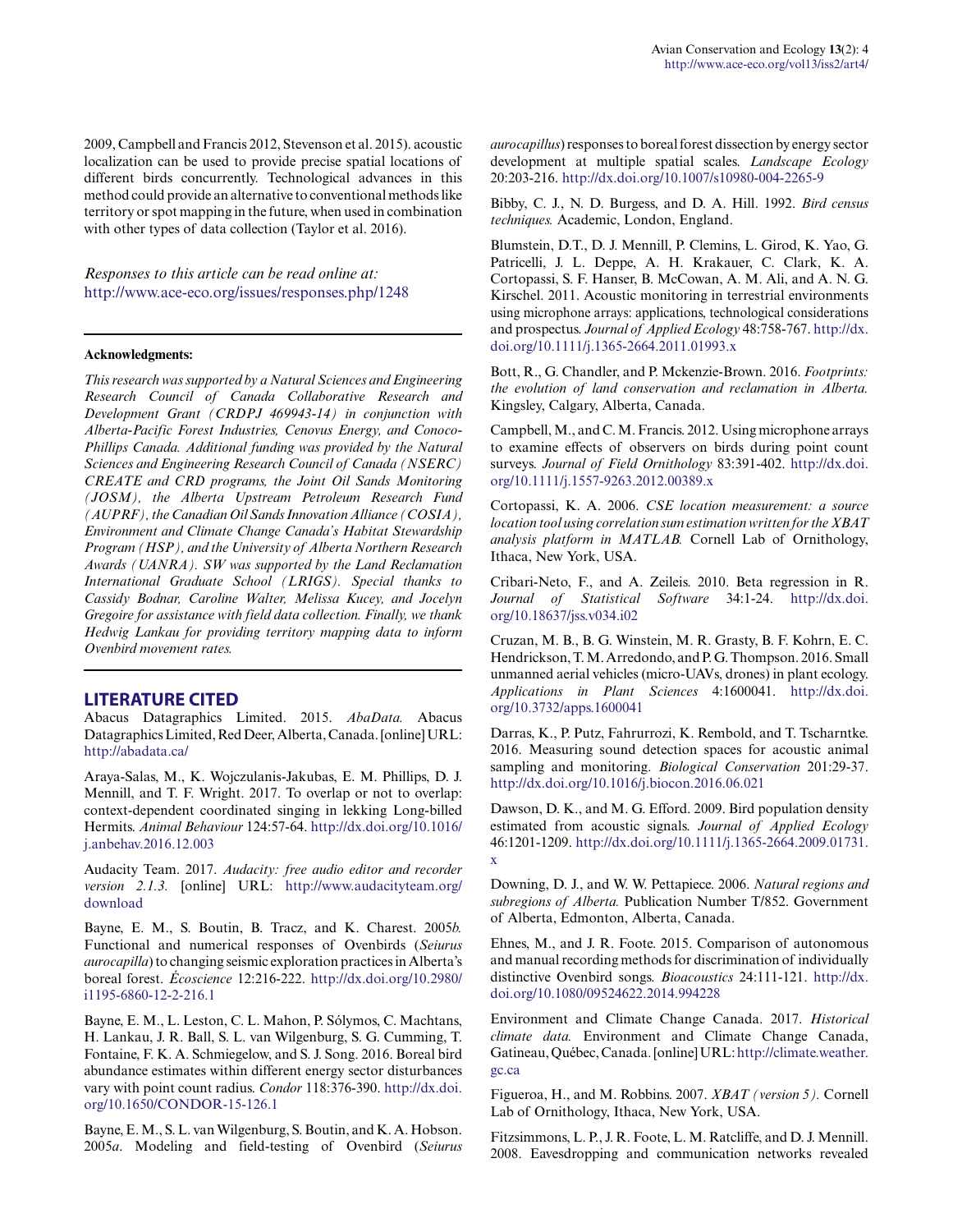2009, Campbell and Francis 2012, Stevenson et al. 2015). acoustic localization can be used to provide precise spatial locations of different birds concurrently. Technological advances in this method could provide an alternative to conventional methods like territory or spot mapping in the future, when used in combination with other types of data collection (Taylor et al. 2016).

*Responses to this article can be read online at:*
http://www.ace-eco.org/issues/responses.php/1248

**Acknowledgments:**

*This research was supported by a Natural Sciences and Engineering Research Council of Canada Collaborative Research and Development Grant (CRDPJ 469943-14) in conjunction with Alberta-Pacific Forest Industries, Cenovus Energy, and ConocoPhillips Canada. Additional funding was provided by the Natural Sciences and Engineering Research Council of Canada (NSERC) CREATE and CRD programs, the Joint Oil Sands Monitoring (JOSM), the Alberta Upstream Petroleum Research Fund (AUPRF), the Canadian Oil Sands Innovation Alliance (COSIA), Environment and Climate Change Canada's Habitat Stewardship Program (HSP), and the University of Alberta Northern Research Awards (UANRA). SW was supported by the Land Reclamation International Graduate School (LRIGS). Special thanks to Cassidy Bodnar, Caroline Walter, Melissa Kucey, and Jocelyn Gregoire for assistance with field data collection. Finally, we thank Hedwig Lankau for providing territory mapping data to inform Ovenbird movement rates.*

## LITERATURE CITED

Abacus Datagraphics Limited. 2015. *AbaData.* Abacus Datagraphics Limited, Red Deer, Alberta, Canada. [online] URL: http://abadata.ca/

Araya-Salas, M., K. Wojczulanis-Jakubas, E. M. Phillips, D. J. Mennill, and T. F. Wright. 2017. To overlap or not to overlap: context-dependent coordinated singing in lekking Long-billed Hermits. *Animal Behaviour* 124:57-64. http://dx.doi.org/10.1016/j.anbehav.2016.12.003

Audacity Team. 2017. *Audacity: free audio editor and recorder version 2.1.3.* [online] URL: http://www.audacityteam.org/download

Bayne, E. M., S. Boutin, B. Tracz, and K. Charest. 2005*b*. Functional and numerical responses of Ovenbirds (*Seiurus aurocapilla*) to changing seismic exploration practices in Alberta's boreal forest. *Écoscience* 12:216-222. http://dx.doi.org/10.2980/i1195-6860-12-2-216.1

Bayne, E. M., L. Leston, C. L. Mahon, P. Sólymos, C. Machtans, H. Lankau, J. R. Ball, S. L. van Wilgenburg, S. G. Cumming, T. Fontaine, F. K. A. Schmiegelow, and S. J. Song. 2016. Boreal bird abundance estimates within different energy sector disturbances vary with point count radius. *Condor* 118:376-390. http://dx.doi.org/10.1650/CONDOR-15-126.1

Bayne, E. M., S. L. van Wilgenburg, S. Boutin, and K. A. Hobson. 2005*a*. Modeling and field-testing of Ovenbird (*Seiurus aurocapillus*) responses to boreal forest dissection by energy sector development at multiple spatial scales. *Landscape Ecology* 20:203-216. http://dx.doi.org/10.1007/s10980-004-2265-9

Bibby, C. J., N. D. Burgess, and D. A. Hill. 1992. *Bird census techniques.* Academic, London, England.

Blumstein, D.T., D. J. Mennill, P. Clemins, L. Girod, K. Yao, G. Patricelli, J. L. Deppe, A. H. Krakauer, C. Clark, K. A. Cortopassi, S. F. Hanser, B. McCowan, A. M. Ali, and A. N. G. Kirschel. 2011. Acoustic monitoring in terrestrial environments using microphone arrays: applications, technological considerations and prospectus. *Journal of Applied Ecology* 48:758-767. http://dx.doi.org/10.1111/j.1365-2664.2011.01993.x

Bott, R., G. Chandler, and P. Mckenzie-Brown. 2016. *Footprints: the evolution of land conservation and reclamation in Alberta.* Kingsley, Calgary, Alberta, Canada.

Campbell, M., and C. M. Francis. 2012. Using microphone arrays to examine effects of observers on birds during point count surveys. *Journal of Field Ornithology* 83:391-402. http://dx.doi.org/10.1111/j.1557-9263.2012.00389.x

Cortopassi, K. A. 2006. *CSE location measurement: a source location tool using correlation sum estimation written for the XBAT analysis platform in MATLAB.* Cornell Lab of Ornithology, Ithaca, New York, USA.

Cribari-Neto, F., and A. Zeileis. 2010. Beta regression in R. *Journal of Statistical Software* 34:1-24. http://dx.doi.org/10.18637/jss.v034.i02

Cruzan, M. B., B. G. Winstein, M. R. Grasty, B. F. Kohrn, E. C. Hendrickson, T. M. Arredondo, and P. G. Thompson. 2016. Small unmanned aerial vehicles (micro-UAVs, drones) in plant ecology. *Applications in Plant Sciences* 4:1600041. http://dx.doi.org/10.3732/apps.1600041

Darras, K., P. Putz, Fahrurrozi, K. Rembold, and T. Tscharntke. 2016. Measuring sound detection spaces for acoustic animal sampling and monitoring. *Biological Conservation* 201:29-37. http://dx.doi.org/10.1016/j.biocon.2016.06.021

Dawson, D. K., and M. G. Efford. 2009. Bird population density estimated from acoustic signals. *Journal of Applied Ecology* 46:1201-1209. http://dx.doi.org/10.1111/j.1365-2664.2009.01731.x

Downing, D. J., and W. W. Pettapiece. 2006. *Natural regions and subregions of Alberta.* Publication Number T/852. Government of Alberta, Edmonton, Alberta, Canada.

Ehnes, M., and J. R. Foote. 2015. Comparison of autonomous and manual recording methods for discrimination of individually distinctive Ovenbird songs. *Bioacoustics* 24:111-121. http://dx.doi.org/10.1080/09524622.2014.994228

Environment and Climate Change Canada. 2017. *Historical climate data.* Environment and Climate Change Canada, Gatineau, Québec, Canada. [online] URL: http://climate.weather.gc.ca

Figueroa, H., and M. Robbins. 2007. *XBAT (version 5).* Cornell Lab of Ornithology, Ithaca, New York, USA.

Fitzsimmons, L. P., J. R. Foote, L. M. Ratcliffe, and D. J. Mennill. 2008. Eavesdropping and communication networks revealed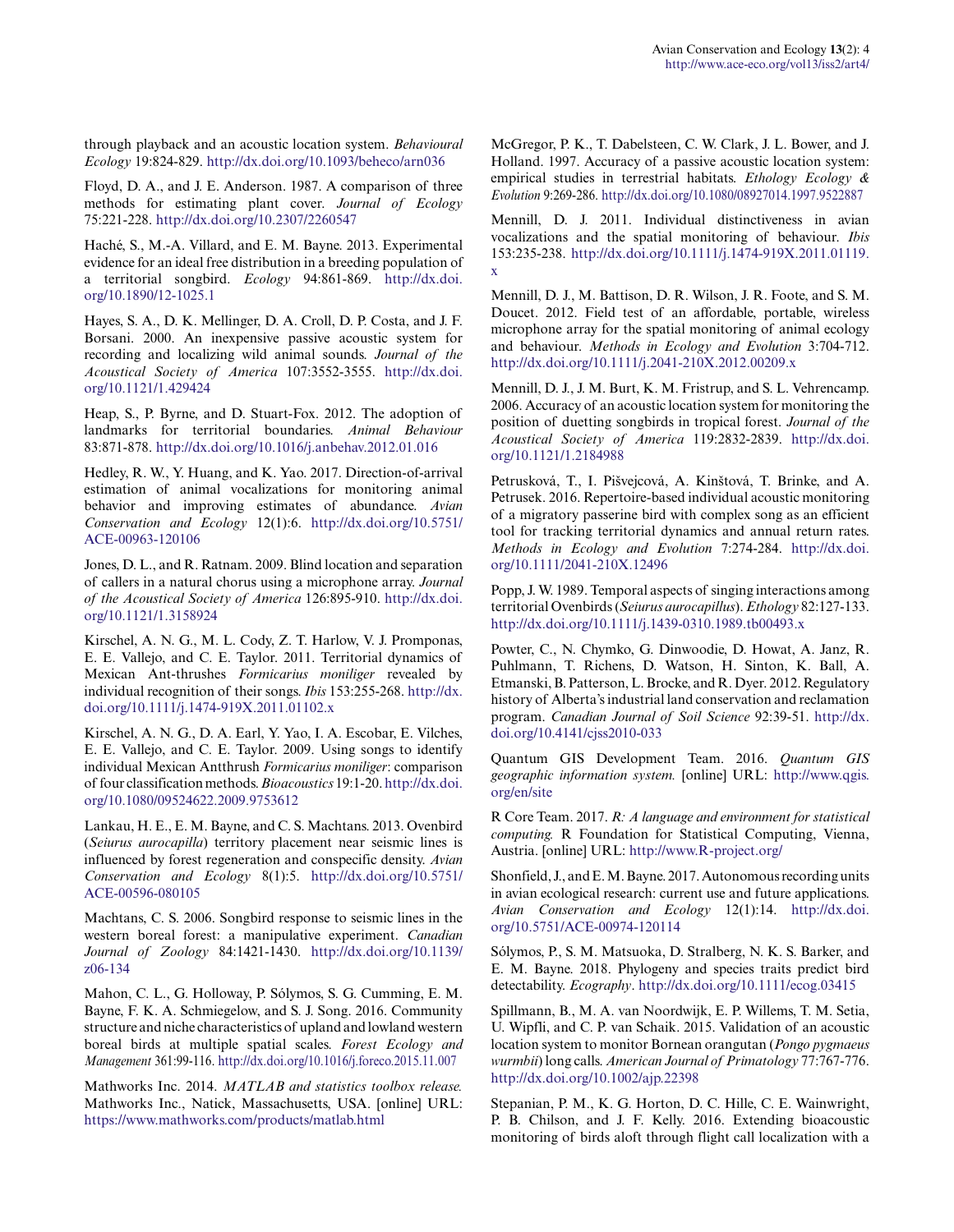through playback and an acoustic location system. *Behavioural Ecology* 19:824-829. http://dx.doi.org/10.1093/beheco/arn036

Floyd, D. A., and J. E. Anderson. 1987. A comparison of three methods for estimating plant cover. *Journal of Ecology* 75:221-228. http://dx.doi.org/10.2307/2260547

Haché, S., M.-A. Villard, and E. M. Bayne. 2013. Experimental evidence for an ideal free distribution in a breeding population of a territorial songbird. *Ecology* 94:861-869. http://dx.doi.org/10.1890/12-1025.1

Hayes, S. A., D. K. Mellinger, D. A. Croll, D. P. Costa, and J. F. Borsani. 2000. An inexpensive passive acoustic system for recording and localizing wild animal sounds. *Journal of the Acoustical Society of America* 107:3552-3555. http://dx.doi.org/10.1121/1.429424

Heap, S., P. Byrne, and D. Stuart-Fox. 2012. The adoption of landmarks for territorial boundaries. *Animal Behaviour* 83:871-878. http://dx.doi.org/10.1016/j.anbehav.2012.01.016

Hedley, R. W., Y. Huang, and K. Yao. 2017. Direction-of-arrival estimation of animal vocalizations for monitoring animal behavior and improving estimates of abundance. *Avian Conservation and Ecology* 12(1):6. http://dx.doi.org/10.5751/ACE-00963-120106

Jones, D. L., and R. Ratnam. 2009. Blind location and separation of callers in a natural chorus using a microphone array. *Journal of the Acoustical Society of America* 126:895-910. http://dx.doi.org/10.1121/1.3158924

Kirschel, A. N. G., M. L. Cody, Z. T. Harlow, V. J. Promponas, E. E. Vallejo, and C. E. Taylor. 2011. Territorial dynamics of Mexican Ant-thrushes *Formicarius moniliger* revealed by individual recognition of their songs. *Ibis* 153:255-268. http://dx.doi.org/10.1111/j.1474-919X.2011.01102.x

Kirschel, A. N. G., D. A. Earl, Y. Yao, I. A. Escobar, E. Vilches, E. E. Vallejo, and C. E. Taylor. 2009. Using songs to identify individual Mexican Antthrush *Formicarius moniliger*: comparison of four classification methods. *Bioacoustics* 19:1-20. http://dx.doi.org/10.1080/09524622.2009.9753612

Lankau, H. E., E. M. Bayne, and C. S. Machtans. 2013. Ovenbird (*Seiurus aurocapilla*) territory placement near seismic lines is influenced by forest regeneration and conspecific density. *Avian Conservation and Ecology* 8(1):5. http://dx.doi.org/10.5751/ACE-00596-080105

Machtans, C. S. 2006. Songbird response to seismic lines in the western boreal forest: a manipulative experiment. *Canadian Journal of Zoology* 84:1421-1430. http://dx.doi.org/10.1139/z06-134

Mahon, C. L., G. Holloway, P. Sólymos, S. G. Cumming, E. M. Bayne, F. K. A. Schmiegelow, and S. J. Song. 2016. Community structure and niche characteristics of upland and lowland western boreal birds at multiple spatial scales. *Forest Ecology and Management* 361:99-116. http://dx.doi.org/10.1016/j.foreco.2015.11.007

Mathworks Inc. 2014. *MATLAB and statistics toolbox release.* Mathworks Inc., Natick, Massachusetts, USA. [online] URL: https://www.mathworks.com/products/matlab.html

McGregor, P. K., T. Dabelsteen, C. W. Clark, J. L. Bower, and J. Holland. 1997. Accuracy of a passive acoustic location system: empirical studies in terrestrial habitats. *Ethology Ecology & Evolution* 9:269-286. http://dx.doi.org/10.1080/08927014.1997.9522887

Mennill, D. J. 2011. Individual distinctiveness in avian vocalizations and the spatial monitoring of behaviour. *Ibis* 153:235-238. http://dx.doi.org/10.1111/j.1474-919X.2011.01119.x

Mennill, D. J., M. Battison, D. R. Wilson, J. R. Foote, and S. M. Doucet. 2012. Field test of an affordable, portable, wireless microphone array for the spatial monitoring of animal ecology and behaviour. *Methods in Ecology and Evolution* 3:704-712. http://dx.doi.org/10.1111/j.2041-210X.2012.00209.x

Mennill, D. J., J. M. Burt, K. M. Fristrup, and S. L. Vehrencamp. 2006. Accuracy of an acoustic location system for monitoring the position of duetting songbirds in tropical forest. *Journal of the Acoustical Society of America* 119:2832-2839. http://dx.doi.org/10.1121/1.2184988

Petrusková, T., I. Pišvejcová, A. Kinštová, T. Brinke, and A. Petrusek. 2016. Repertoire-based individual acoustic monitoring of a migratory passerine bird with complex song as an efficient tool for tracking territorial dynamics and annual return rates. *Methods in Ecology and Evolution* 7:274-284. http://dx.doi.org/10.1111/2041-210X.12496

Popp, J. W. 1989. Temporal aspects of singing interactions among territorial Ovenbirds (*Seiurus aurocapillus*). *Ethology* 82:127-133. http://dx.doi.org/10.1111/j.1439-0310.1989.tb00493.x

Powter, C., N. Chymko, G. Dinwoodie, D. Howat, A. Janz, R. Puhlmann, T. Richens, D. Watson, H. Sinton, K. Ball, A. Etmanski, B. Patterson, L. Brocke, and R. Dyer. 2012. Regulatory history of Alberta's industrial land conservation and reclamation program. *Canadian Journal of Soil Science* 92:39-51. http://dx.doi.org/10.4141/cjss2010-033

Quantum GIS Development Team. 2016. *Quantum GIS geographic information system.* [online] URL: http://www.qgis.org/en/site

R Core Team. 2017. *R: A language and environment for statistical computing.* R Foundation for Statistical Computing, Vienna, Austria. [online] URL: http://www.R-project.org/

Shonfield, J., and E. M. Bayne. 2017. Autonomous recording units in avian ecological research: current use and future applications. *Avian Conservation and Ecology* 12(1):14. http://dx.doi.org/10.5751/ACE-00974-120114

Sólymos, P., S. M. Matsuoka, D. Stralberg, N. K. S. Barker, and E. M. Bayne. 2018. Phylogeny and species traits predict bird detectability. *Ecography*. http://dx.doi.org/10.1111/ecog.03415

Spillmann, B., M. A. van Noordwijk, E. P. Willems, T. M. Setia, U. Wipfli, and C. P. van Schaik. 2015. Validation of an acoustic location system to monitor Bornean orangutan (*Pongo pygmaeus wurmbii*) long calls. *American Journal of Primatology* 77:767-776. http://dx.doi.org/10.1002/ajp.22398

Stepanian, P. M., K. G. Horton, D. C. Hille, C. E. Wainwright, P. B. Chilson, and J. F. Kelly. 2016. Extending bioacoustic monitoring of birds aloft through flight call localization with a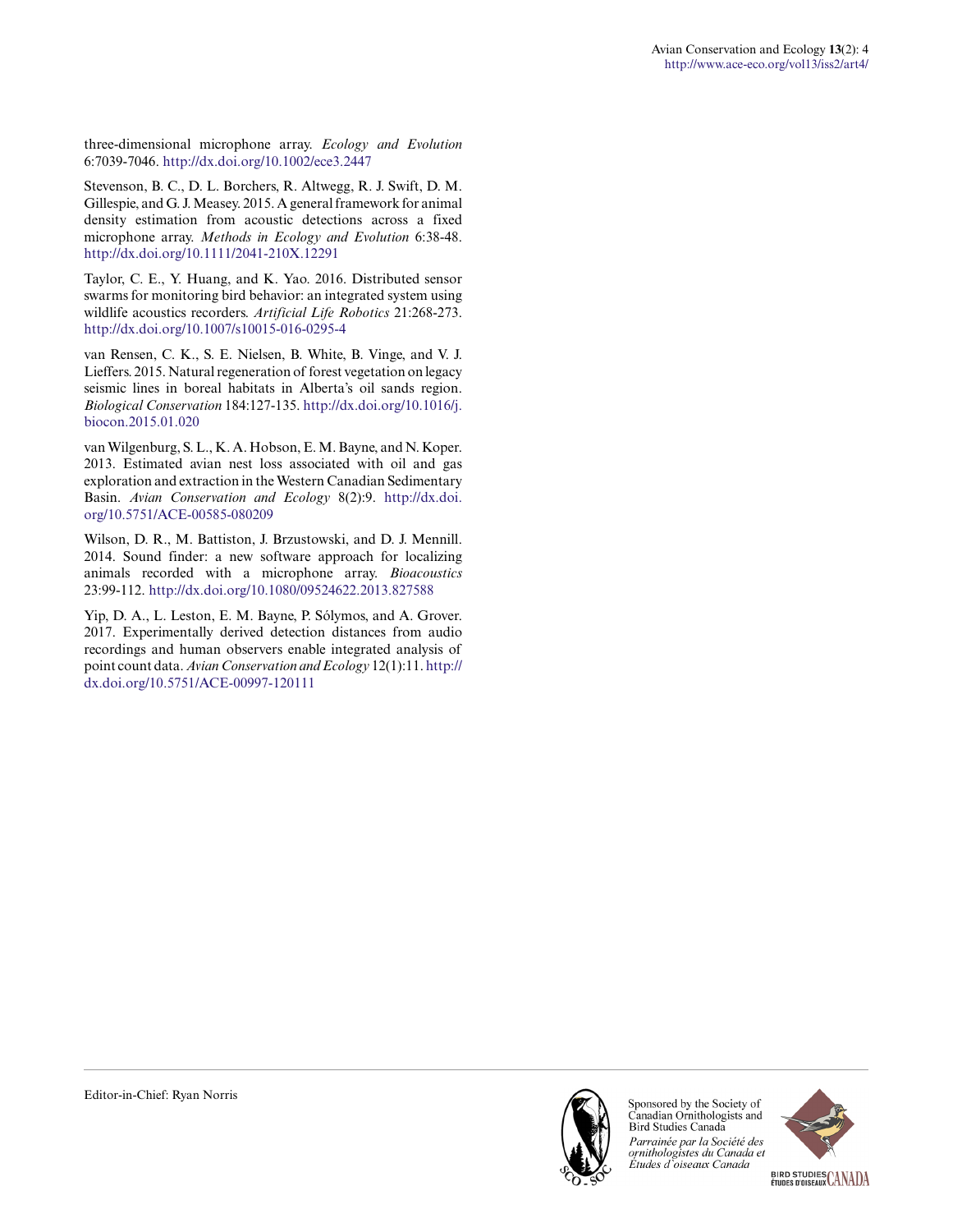three-dimensional microphone array. *Ecology and Evolution* 6:7039-7046. http://dx.doi.org/10.1002/ece3.2447

Stevenson, B. C., D. L. Borchers, R. Altwegg, R. J. Swift, D. M. Gillespie, and G. J. Measey. 2015. A general framework for animal density estimation from acoustic detections across a fixed microphone array. *Methods in Ecology and Evolution* 6:38-48. http://dx.doi.org/10.1111/2041-210X.12291

Taylor, C. E., Y. Huang, and K. Yao. 2016. Distributed sensor swarms for monitoring bird behavior: an integrated system using wildlife acoustics recorders. *Artificial Life Robotics* 21:268-273. http://dx.doi.org/10.1007/s10015-016-0295-4

van Rensen, C. K., S. E. Nielsen, B. White, B. Vinge, and V. J. Lieffers. 2015. Natural regeneration of forest vegetation on legacy seismic lines in boreal habitats in Alberta's oil sands region. *Biological Conservation* 184:127-135. http://dx.doi.org/10.1016/j.biocon.2015.01.020

van Wilgenburg, S. L., K. A. Hobson, E. M. Bayne, and N. Koper. 2013. Estimated avian nest loss associated with oil and gas exploration and extraction in the Western Canadian Sedimentary Basin. *Avian Conservation and Ecology* 8(2):9. http://dx.doi.org/10.5751/ACE-00585-080209

Wilson, D. R., M. Battiston, J. Brzustowski, and D. J. Mennill. 2014. Sound finder: a new software approach for localizing animals recorded with a microphone array. *Bioacoustics* 23:99-112. http://dx.doi.org/10.1080/09524622.2013.827588

Yip, D. A., L. Leston, E. M. Bayne, P. Sólymos, and A. Grover. 2017. Experimentally derived detection distances from audio recordings and human observers enable integrated analysis of point count data. *Avian Conservation and Ecology* 12(1):11. http://dx.doi.org/10.5751/ACE-00997-120111

Editor-in-Chief: Ryan Norris

Sponsored by the Society of Canadian Ornithologists and Bird Studies Canada

*Parrainée par la Société des ornithologistes du Canada et Études d'oiseaux Canada*